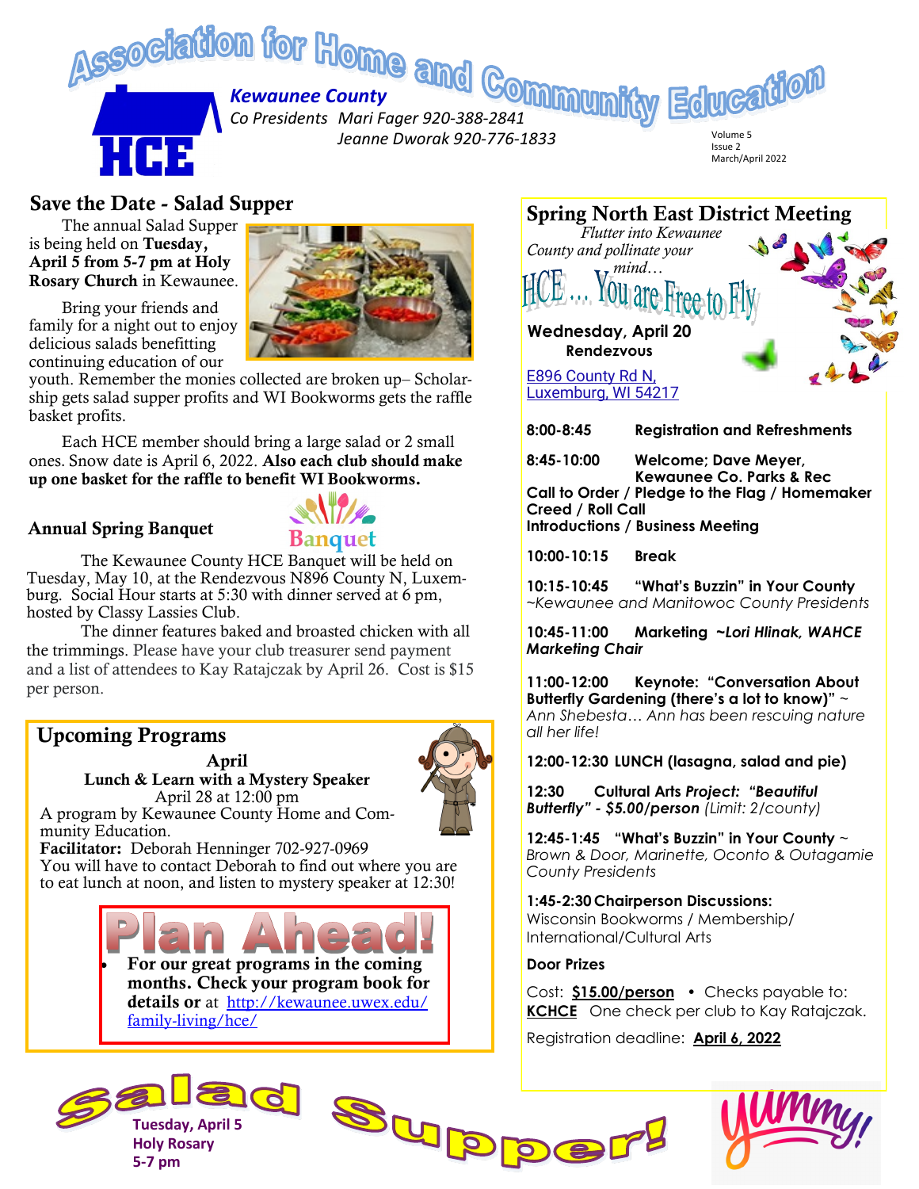# Association for Home and Community Education

**HCE**

*Kewaunee County*

*Co Presidents Mari Fager 920-388-2841*
*Jeanne Dworak 920-776-1833*

Volume 5
Issue 2
March/April 2022

## Save the Date - Salad Supper

The annual Salad Supper is being held on **Tuesday, April 5 from 5-7 pm at Holy Rosary Church** in Kewaunee.

Bring your friends and family for a night out to enjoy delicious salads benefitting continuing education of our youth. Remember the monies collected are broken up– Scholarship gets salad supper profits and WI Bookworms gets the raffle basket profits.

Each HCE member should bring a large salad or 2 small ones. Snow date is April 6, 2022. **Also each club should make up one basket for the raffle to benefit WI Bookworms.**

### Annual Spring Banquet

Banquet

The Kewaunee County HCE Banquet will be held on Tuesday, May 10, at the Rendezvous N896 County N, Luxemburg. Social Hour starts at 5:30 with dinner served at 6 pm, hosted by Classy Lassies Club.

The dinner features baked and broasted chicken with all the trimmings. Please have your club treasurer send payment and a list of attendees to Kay Ratajczak by April 26. Cost is $15 per person.

## Upcoming Programs

**April**
**Lunch & Learn with a Mystery Speaker**
April 28 at 12:00 pm

A program by Kewaunee County Home and Community Education.
**Facilitator:** Deborah Henninger 702-927-0969
You will have to contact Deborah to find out where you are to eat lunch at noon, and listen to mystery speaker at 12:30!

### Plan Ahead!

- **For our great programs in the coming months. Check your program book for details or** at http://kewaunee.uwex.edu/family-living/hce/

## Spring North East District Meeting

*Flutter into Kewaunee County and pollinate your mind…*

**HCE… You are Free to Fly**

**Wednesday, April 20**
**Rendezvous**

E896 County Rd N,
Luxemburg, WI 54217

**8:00-8:45** Registration and Refreshments

**8:45-10:00** Welcome; Dave Meyer, Kewaunee Co. Parks & Rec
**Call to Order / Pledge to the Flag / Homemaker Creed / Roll Call**
**Introductions / Business Meeting**

**10:00-10:15** Break

**10:15-10:45** "What's Buzzin" in Your County
*~Kewaunee and Manitowoc County Presidents*

**10:45-11:00** Marketing *~Lori Hlinak, WAHCE Marketing Chair*

**11:00-12:00** Keynote: "Conversation About Butterfly Gardening (there's a lot to know)" ~ *Ann Shebesta… Ann has been rescuing nature all her life!*

**12:00-12:30** LUNCH (lasagna, salad and pie)

**12:30** Cultural Arts *Project: "Beautiful Butterfly"* - **$5.00/person** *(Limit: 2/county)*

**12:45-1:45** "What's Buzzin" in Your County ~ *Brown & Door, Marinette, Oconto & Outagamie County Presidents*

**1:45-2:30** Chairperson Discussions:
Wisconsin Bookworms / Membership/ International/Cultural Arts

**Door Prizes**

Cost: **$15.00/person** • Checks payable to: **KCHCE** One check per club to Kay Ratajczak.

Registration deadline: **April 6, 2022**

**Salad Supper!**
**Tuesday, April 5**
**Holy Rosary**
**5-7 pm**

yummy!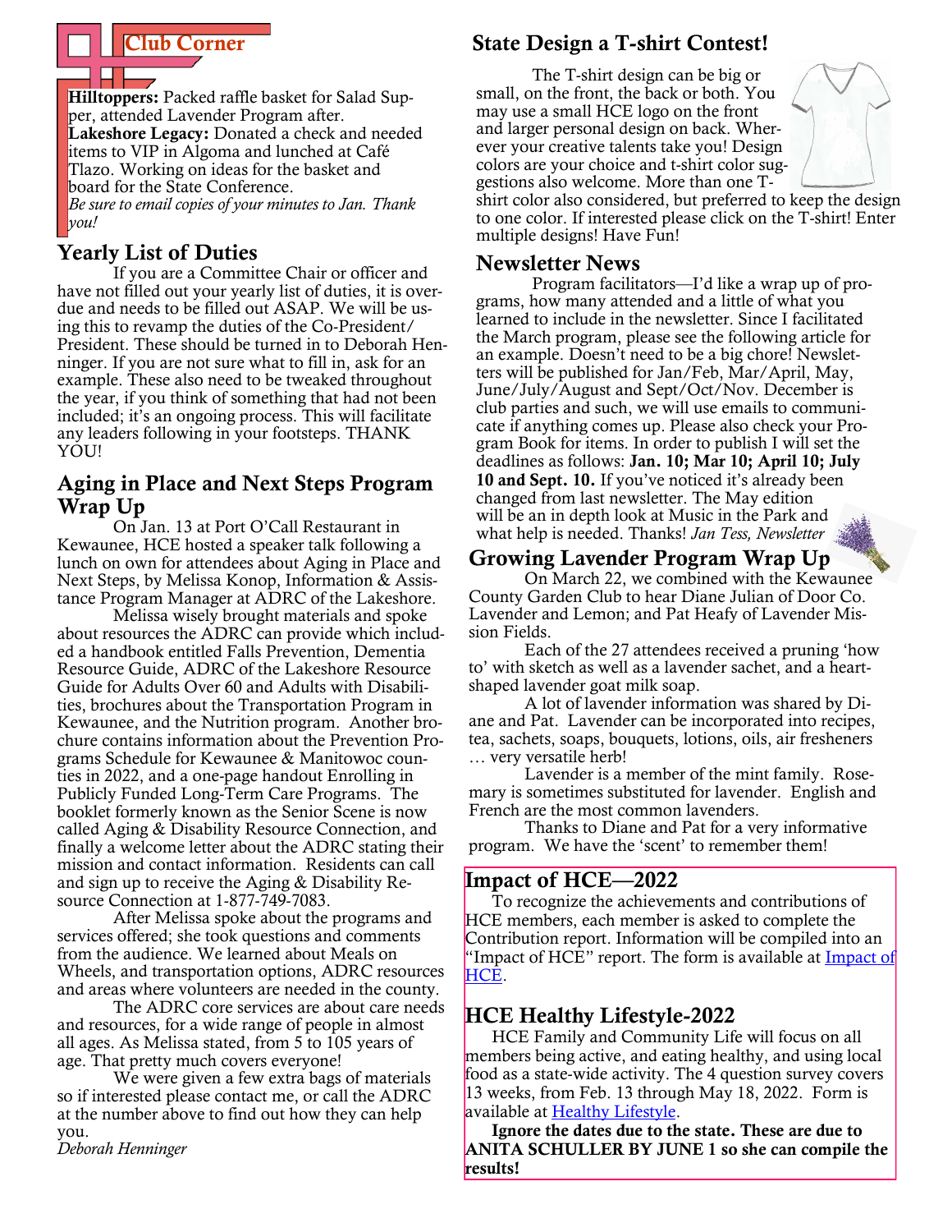## Club Corner

**Hilltoppers:** Packed raffle basket for Salad Supper, attended Lavender Program after.
**Lakeshore Legacy:** Donated a check and needed items to VIP in Algoma and lunched at Café Tlazo. Working on ideas for the basket and board for the State Conference.
*Be sure to email copies of your minutes to Jan. Thank you!*

## Yearly List of Duties

If you are a Committee Chair or officer and have not filled out your yearly list of duties, it is overdue and needs to be filled out ASAP. We will be using this to revamp the duties of the Co-President/President. These should be turned in to Deborah Henninger. If you are not sure what to fill in, ask for an example. These also need to be tweaked throughout the year, if you think of something that had not been included; it's an ongoing process. This will facilitate any leaders following in your footsteps. THANK YOU!

## Aging in Place and Next Steps Program Wrap Up

On Jan. 13 at Port O'Call Restaurant in Kewaunee, HCE hosted a speaker talk following a lunch on own for attendees about Aging in Place and Next Steps, by Melissa Konop, Information & Assistance Program Manager at ADRC of the Lakeshore.

Melissa wisely brought materials and spoke about resources the ADRC can provide which included a handbook entitled Falls Prevention, Dementia Resource Guide, ADRC of the Lakeshore Resource Guide for Adults Over 60 and Adults with Disabilities, brochures about the Transportation Program in Kewaunee, and the Nutrition program. Another brochure contains information about the Prevention Programs Schedule for Kewaunee & Manitowoc counties in 2022, and a one-page handout Enrolling in Publicly Funded Long-Term Care Programs. The booklet formerly known as the Senior Scene is now called Aging & Disability Resource Connection, and finally a welcome letter about the ADRC stating their mission and contact information. Residents can call and sign up to receive the Aging & Disability Resource Connection at 1-877-749-7083.

After Melissa spoke about the programs and services offered; she took questions and comments from the audience. We learned about Meals on Wheels, and transportation options, ADRC resources and areas where volunteers are needed in the county.

The ADRC core services are about care needs and resources, for a wide range of people in almost all ages. As Melissa stated, from 5 to 105 years of age. That pretty much covers everyone!

We were given a few extra bags of materials so if interested please contact me, or call the ADRC at the number above to find out how they can help you.
*Deborah Henninger*

## State Design a T-shirt Contest!

The T-shirt design can be big or small, on the front, the back or both. You may use a small HCE logo on the front and larger personal design on back. Wherever your creative talents take you! Design colors are your choice and t-shirt color suggestions also welcome. More than one T-shirt color also considered, but preferred to keep the design to one color. If interested please click on the T-shirt! Enter multiple designs! Have Fun!

## Newsletter News

Program facilitators—I'd like a wrap up of programs, how many attended and a little of what you learned to include in the newsletter. Since I facilitated the March program, please see the following article for an example. Doesn't need to be a big chore! Newsletters will be published for Jan/Feb, Mar/April, May, June/July/August and Sept/Oct/Nov. December is club parties and such, we will use emails to communicate if anything comes up. Please also check your Program Book for items. In order to publish I will set the deadlines as follows: **Jan. 10; Mar 10; April 10; July 10 and Sept. 10.** If you've noticed it's already been changed from last newsletter. The May edition will be an in depth look at Music in the Park and what help is needed. Thanks! *Jan Tess, Newsletter*

## Growing Lavender Program Wrap Up

On March 22, we combined with the Kewaunee County Garden Club to hear Diane Julian of Door Co. Lavender and Lemon; and Pat Heafy of Lavender Mission Fields.

Each of the 27 attendees received a pruning 'how to' with sketch as well as a lavender sachet, and a heart-shaped lavender goat milk soap.

A lot of lavender information was shared by Diane and Pat. Lavender can be incorporated into recipes, tea, sachets, soaps, bouquets, lotions, oils, air fresheners … very versatile herb!

Lavender is a member of the mint family. Rosemary is sometimes substituted for lavender. English and French are the most common lavenders.

Thanks to Diane and Pat for a very informative program. We have the 'scent' to remember them!

## Impact of HCE—2022

To recognize the achievements and contributions of HCE members, each member is asked to complete the Contribution report. Information will be compiled into an "Impact of HCE" report. The form is available at Impact of HCE.

## HCE Healthy Lifestyle-2022

HCE Family and Community Life will focus on all members being active, and eating healthy, and using local food as a state-wide activity. The 4 question survey covers 13 weeks, from Feb. 13 through May 18, 2022. Form is available at Healthy Lifestyle.

**Ignore the dates due to the state. These are due to ANITA SCHULLER BY JUNE 1 so she can compile the results!**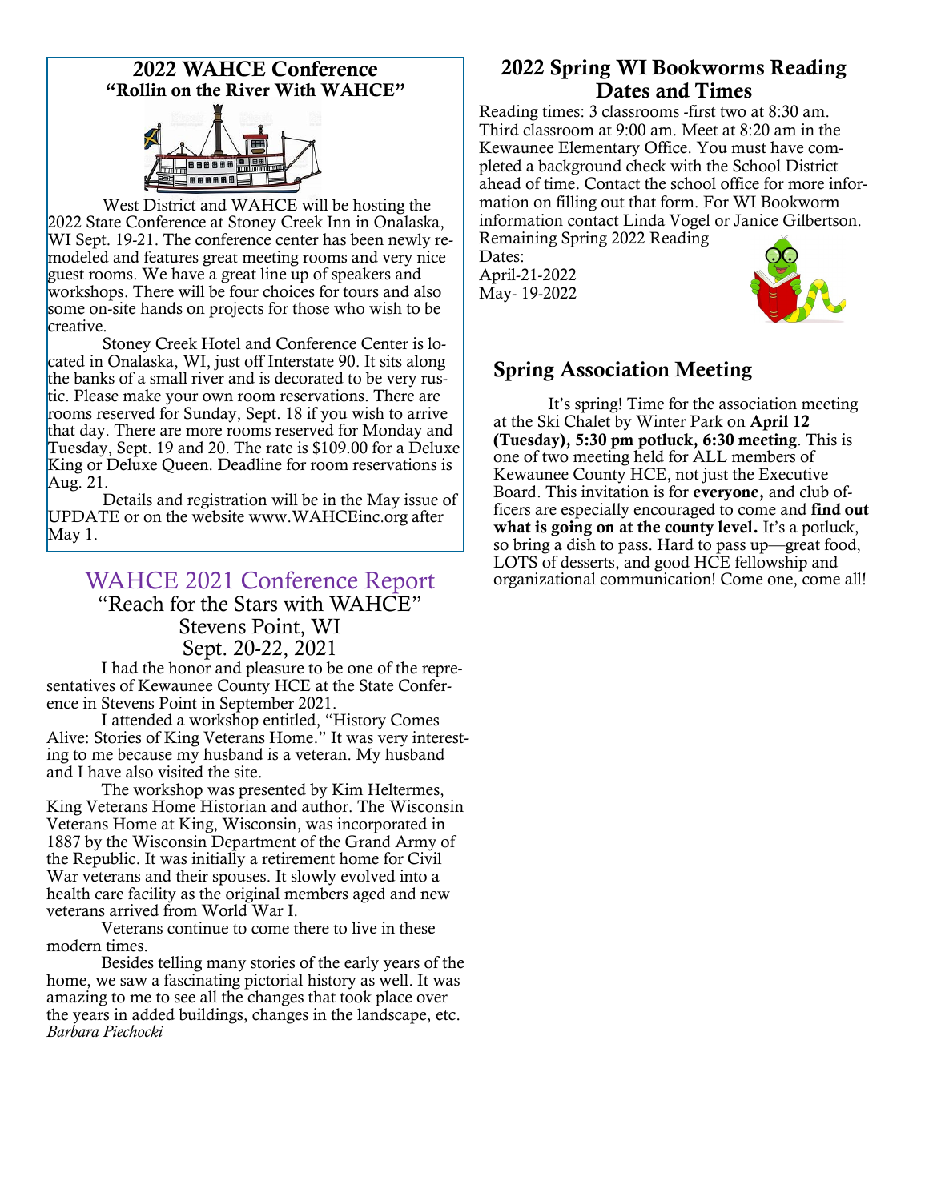## 2022 WAHCE Conference
### "Rollin on the River With WAHCE"

West District and WAHCE will be hosting the 2022 State Conference at Stoney Creek Inn in Onalaska, WI Sept. 19-21. The conference center has been newly remodeled and features great meeting rooms and very nice guest rooms. We have a great line up of speakers and workshops. There will be four choices for tours and also some on-site hands on projects for those who wish to be creative.

Stoney Creek Hotel and Conference Center is located in Onalaska, WI, just off Interstate 90. It sits along the banks of a small river and is decorated to be very rustic. Please make your own room reservations. There are rooms reserved for Sunday, Sept. 18 if you wish to arrive that day. There are more rooms reserved for Monday and Tuesday, Sept. 19 and 20. The rate is $109.00 for a Deluxe King or Deluxe Queen. Deadline for room reservations is Aug. 21.

Details and registration will be in the May issue of UPDATE or on the website www.WAHCEinc.org after May 1.

## WAHCE 2021 Conference Report
### "Reach for the Stars with WAHCE"
### Stevens Point, WI
### Sept. 20-22, 2021

I had the honor and pleasure to be one of the representatives of Kewaunee County HCE at the State Conference in Stevens Point in September 2021.

I attended a workshop entitled, "History Comes Alive: Stories of King Veterans Home." It was very interesting to me because my husband is a veteran. My husband and I have also visited the site.

The workshop was presented by Kim Heltermes, King Veterans Home Historian and author. The Wisconsin Veterans Home at King, Wisconsin, was incorporated in 1887 by the Wisconsin Department of the Grand Army of the Republic. It was initially a retirement home for Civil War veterans and their spouses. It slowly evolved into a health care facility as the original members aged and new veterans arrived from World War I.

Veterans continue to come there to live in these modern times.

Besides telling many stories of the early years of the home, we saw a fascinating pictorial history as well. It was amazing to me to see all the changes that took place over the years in added buildings, changes in the landscape, etc.

*Barbara Piechocki*

## 2022 Spring WI Bookworms Reading Dates and Times

Reading times: 3 classrooms -first two at 8:30 am. Third classroom at 9:00 am. Meet at 8:20 am in the Kewaunee Elementary Office. You must have completed a background check with the School District ahead of time. Contact the school office for more information on filling out that form. For WI Bookworm information contact Linda Vogel or Janice Gilbertson.

Remaining Spring 2022 Reading Dates:
April-21-2022
May- 19-2022

## Spring Association Meeting

It's spring! Time for the association meeting at the Ski Chalet by Winter Park on **April 12 (Tuesday), 5:30 pm potluck, 6:30 meeting**. This is one of two meeting held for ALL members of Kewaunee County HCE, not just the Executive Board. This invitation is for **everyone,** and club officers are especially encouraged to come and **find out what is going on at the county level.** It's a potluck, so bring a dish to pass. Hard to pass up—great food, LOTS of desserts, and good HCE fellowship and organizational communication! Come one, come all!